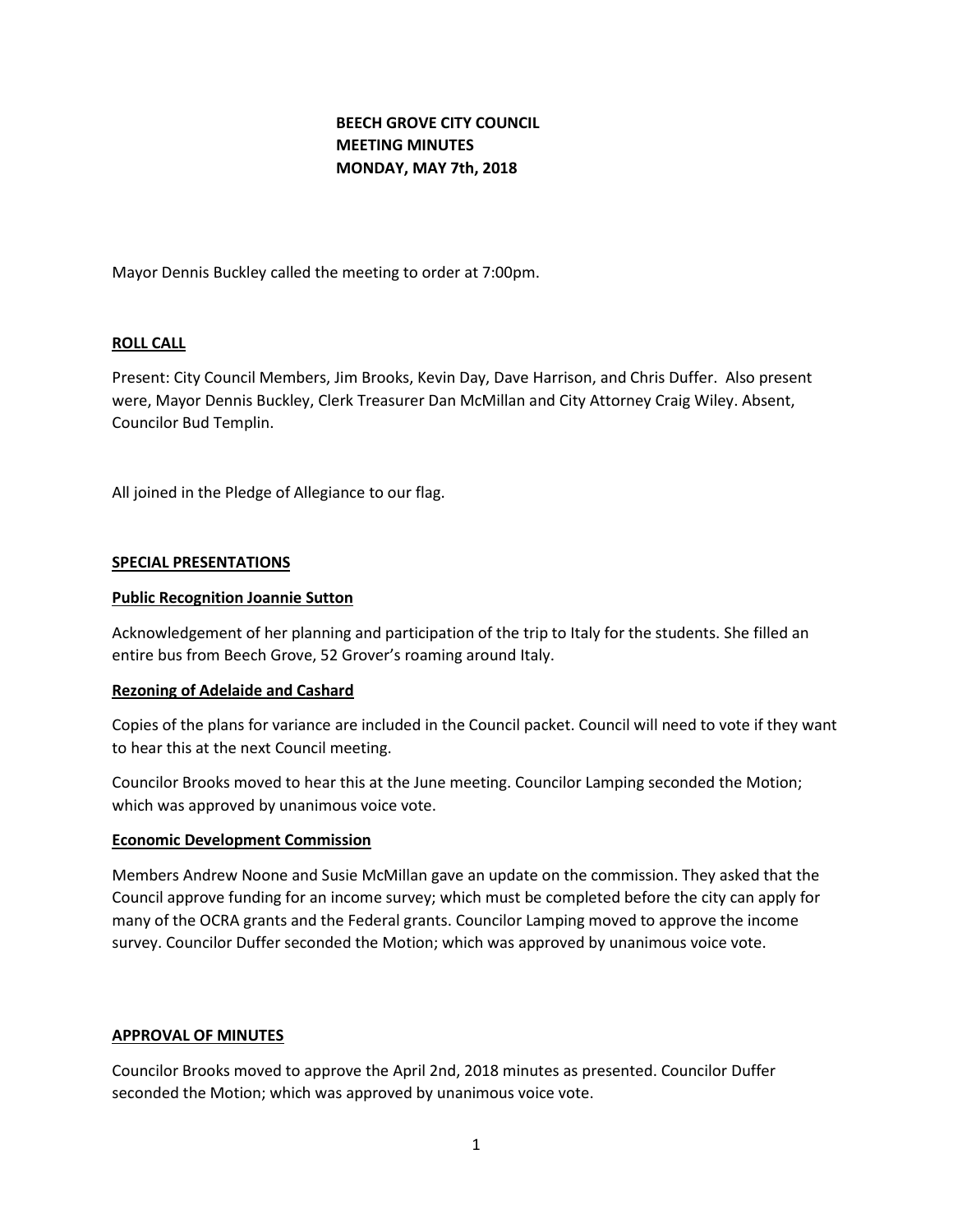**BEECH GROVE CITY COUNCIL**
**MEETING MINUTES**
**MONDAY, MAY 7th, 2018**

Mayor Dennis Buckley called the meeting to order at 7:00pm.

**ROLL CALL**

Present: City Council Members, Jim Brooks, Kevin Day, Dave Harrison, and Chris Duffer. Also present were, Mayor Dennis Buckley, Clerk Treasurer Dan McMillan and City Attorney Craig Wiley. Absent, Councilor Bud Templin.

All joined in the Pledge of Allegiance to our flag.

**SPECIAL PRESENTATIONS**

**Public Recognition Joannie Sutton**

Acknowledgement of her planning and participation of the trip to Italy for the students. She filled an entire bus from Beech Grove, 52 Grover's roaming around Italy.

**Rezoning of Adelaide and Cashard**

Copies of the plans for variance are included in the Council packet. Council will need to vote if they want to hear this at the next Council meeting.

Councilor Brooks moved to hear this at the June meeting. Councilor Lamping seconded the Motion; which was approved by unanimous voice vote.

**Economic Development Commission**

Members Andrew Noone and Susie McMillan gave an update on the commission. They asked that the Council approve funding for an income survey; which must be completed before the city can apply for many of the OCRA grants and the Federal grants. Councilor Lamping moved to approve the income survey. Councilor Duffer seconded the Motion; which was approved by unanimous voice vote.

**APPROVAL OF MINUTES**

Councilor Brooks moved to approve the April 2nd, 2018 minutes as presented. Councilor Duffer seconded the Motion; which was approved by unanimous voice vote.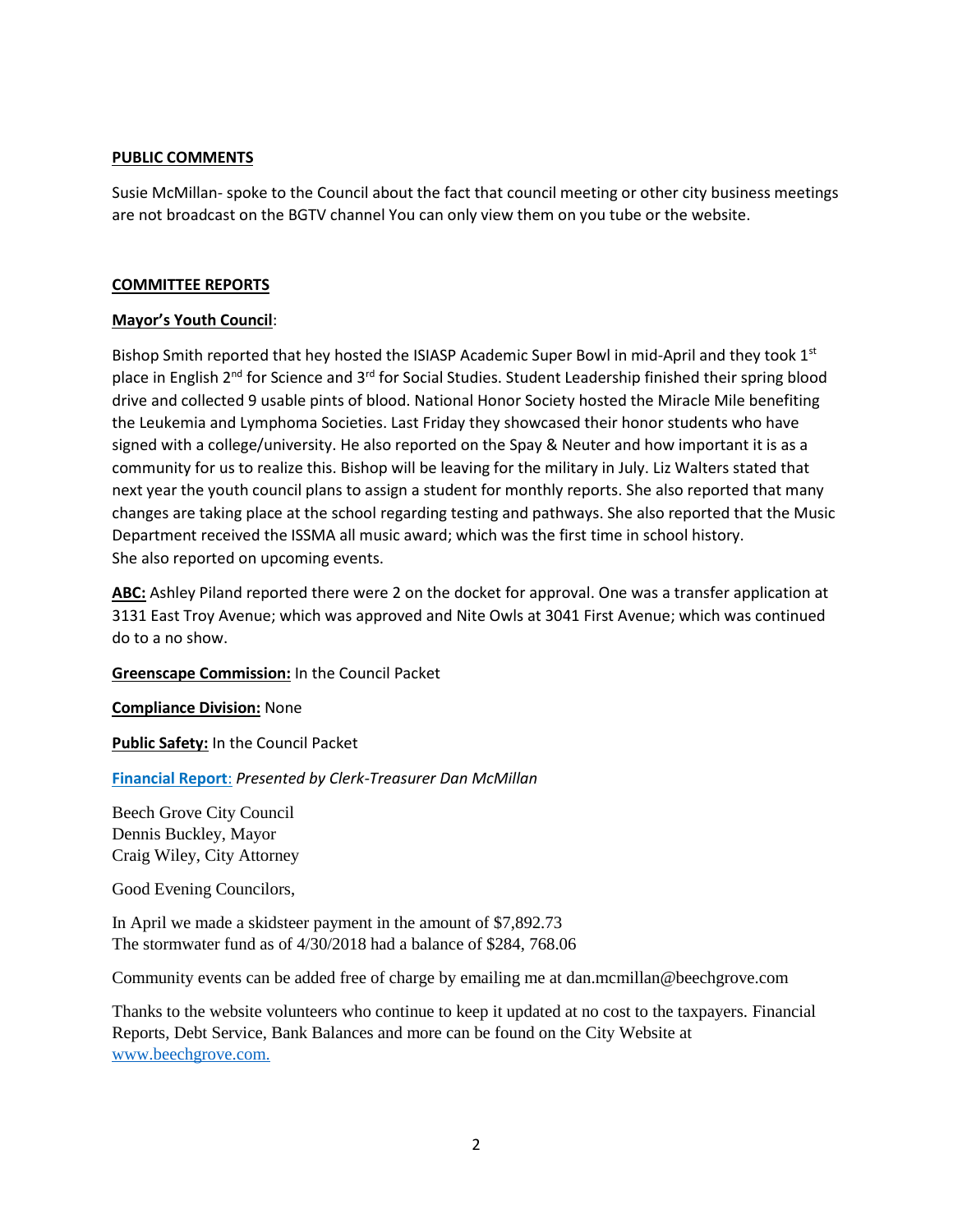**PUBLIC COMMENTS**

Susie McMillan- spoke to the Council about the fact that council meeting or other city business meetings are not broadcast on the BGTV channel You can only view them on you tube or the website.

**COMMITTEE REPORTS**

**Mayor's Youth Council**:

Bishop Smith reported that hey hosted the ISIASP Academic Super Bowl in mid-April and they took 1st place in English 2nd for Science and 3rd for Social Studies. Student Leadership finished their spring blood drive and collected 9 usable pints of blood. National Honor Society hosted the Miracle Mile benefiting the Leukemia and Lymphoma Societies. Last Friday they showcased their honor students who have signed with a college/university. He also reported on the Spay & Neuter and how important it is as a community for us to realize this. Bishop will be leaving for the military in July. Liz Walters stated that next year the youth council plans to assign a student for monthly reports. She also reported that many changes are taking place at the school regarding testing and pathways. She also reported that the Music Department received the ISSMA all music award; which was the first time in school history.
She also reported on upcoming events.

**ABC:** Ashley Piland reported there were 2 on the docket for approval. One was a transfer application at 3131 East Troy Avenue; which was approved and Nite Owls at 3041 First Avenue; which was continued do to a no show.

**Greenscape Commission:** In the Council Packet

**Compliance Division:** None

**Public Safety:** In the Council Packet

**Financial Report**: *Presented by Clerk-Treasurer Dan McMillan*

Beech Grove City Council
Dennis Buckley, Mayor
Craig Wiley, City Attorney

Good Evening Councilors,

In April we made a skidsteer payment in the amount of $7,892.73
The stormwater fund as of 4/30/2018 had a balance of $284, 768.06

Community events can be added free of charge by emailing me at dan.mcmillan@beechgrove.com

Thanks to the website volunteers who continue to keep it updated at no cost to the taxpayers. Financial Reports, Debt Service, Bank Balances and more can be found on the City Website at www.beechgrove.com.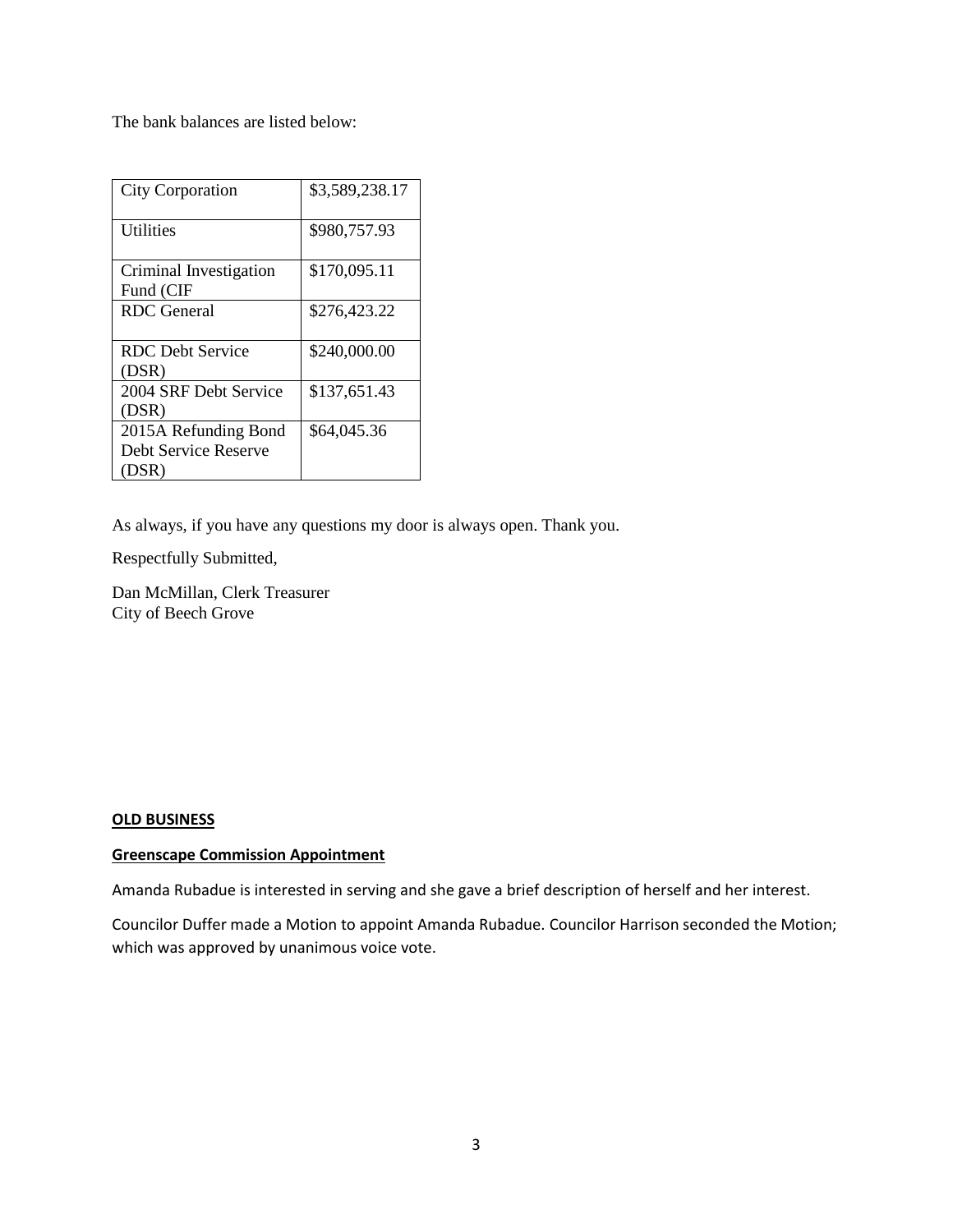The bank balances are listed below:

| | |
|---|---|
| City Corporation | $3,589,238.17 |
| Utilities | $980,757.93 |
| Criminal Investigation Fund (CIF | $170,095.11 |
| RDC General | $276,423.22 |
| RDC Debt Service (DSR) | $240,000.00 |
| 2004 SRF Debt Service (DSR) | $137,651.43 |
| 2015A Refunding Bond Debt Service Reserve (DSR) | $64,045.36 |

As always, if you have any questions my door is always open. Thank you.

Respectfully Submitted,

Dan McMillan, Clerk Treasurer
City of Beech Grove

**OLD BUSINESS**

**Greenscape Commission Appointment**

Amanda Rubadue is interested in serving and she gave a brief description of herself and her interest.

Councilor Duffer made a Motion to appoint Amanda Rubadue. Councilor Harrison seconded the Motion; which was approved by unanimous voice vote.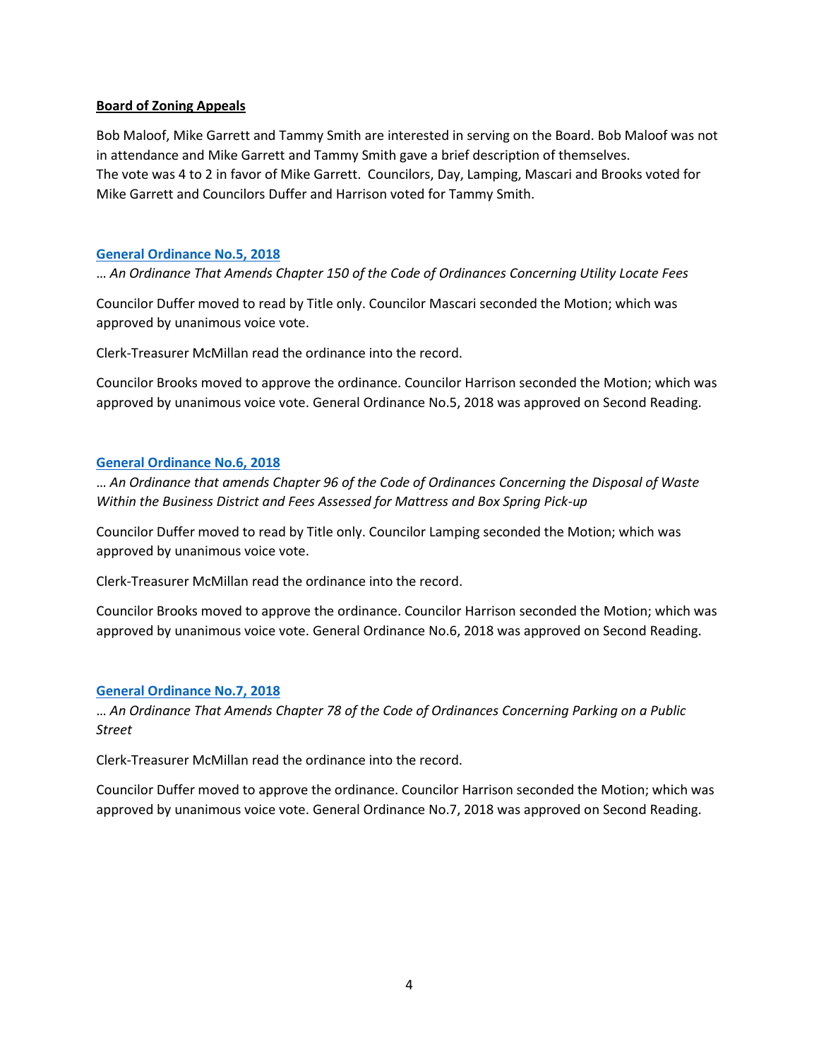**Board of Zoning Appeals**

Bob Maloof, Mike Garrett and Tammy Smith are interested in serving on the Board. Bob Maloof was not in attendance and Mike Garrett and Tammy Smith gave a brief description of themselves.
The vote was 4 to 2 in favor of Mike Garrett. Councilors, Day, Lamping, Mascari and Brooks voted for Mike Garrett and Councilors Duffer and Harrison voted for Tammy Smith.

**General Ordinance No.5, 2018**

… *An Ordinance That Amends Chapter 150 of the Code of Ordinances Concerning Utility Locate Fees*

Councilor Duffer moved to read by Title only. Councilor Mascari seconded the Motion; which was approved by unanimous voice vote.

Clerk-Treasurer McMillan read the ordinance into the record.

Councilor Brooks moved to approve the ordinance. Councilor Harrison seconded the Motion; which was approved by unanimous voice vote. General Ordinance No.5, 2018 was approved on Second Reading.

**General Ordinance No.6, 2018**

… *An Ordinance that amends Chapter 96 of the Code of Ordinances Concerning the Disposal of Waste Within the Business District and Fees Assessed for Mattress and Box Spring Pick-up*

Councilor Duffer moved to read by Title only. Councilor Lamping seconded the Motion; which was approved by unanimous voice vote.

Clerk-Treasurer McMillan read the ordinance into the record.

Councilor Brooks moved to approve the ordinance. Councilor Harrison seconded the Motion; which was approved by unanimous voice vote. General Ordinance No.6, 2018 was approved on Second Reading.

**General Ordinance No.7, 2018**

… *An Ordinance That Amends Chapter 78 of the Code of Ordinances Concerning Parking on a Public Street*

Clerk-Treasurer McMillan read the ordinance into the record.

Councilor Duffer moved to approve the ordinance. Councilor Harrison seconded the Motion; which was approved by unanimous voice vote. General Ordinance No.7, 2018 was approved on Second Reading.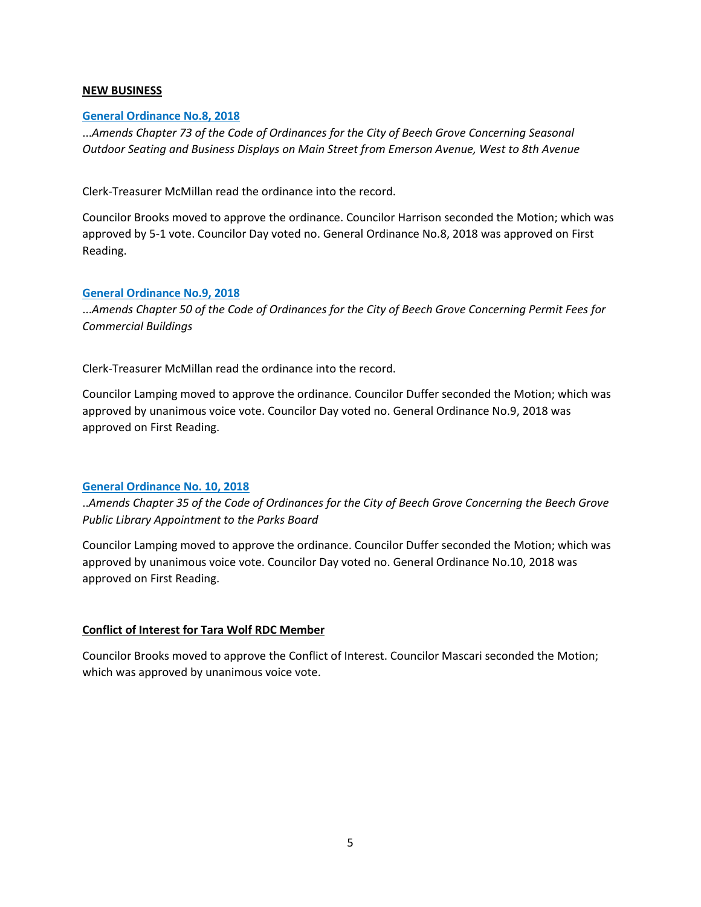**NEW BUSINESS**

**General Ordinance No.8, 2018**

...*Amends Chapter 73 of the Code of Ordinances for the City of Beech Grove Concerning Seasonal Outdoor Seating and Business Displays on Main Street from Emerson Avenue, West to 8th Avenue*

Clerk-Treasurer McMillan read the ordinance into the record.

Councilor Brooks moved to approve the ordinance. Councilor Harrison seconded the Motion; which was approved by 5-1 vote. Councilor Day voted no. General Ordinance No.8, 2018 was approved on First Reading.

**General Ordinance No.9, 2018**

...*Amends Chapter 50 of the Code of Ordinances for the City of Beech Grove Concerning Permit Fees for Commercial Buildings*

Clerk-Treasurer McMillan read the ordinance into the record.

Councilor Lamping moved to approve the ordinance. Councilor Duffer seconded the Motion; which was approved by unanimous voice vote. Councilor Day voted no. General Ordinance No.9, 2018 was approved on First Reading.

**General Ordinance No. 10, 2018**

..*Amends Chapter 35 of the Code of Ordinances for the City of Beech Grove Concerning the Beech Grove Public Library Appointment to the Parks Board*

Councilor Lamping moved to approve the ordinance. Councilor Duffer seconded the Motion; which was approved by unanimous voice vote. Councilor Day voted no. General Ordinance No.10, 2018 was approved on First Reading.

**Conflict of Interest for Tara Wolf RDC Member**

Councilor Brooks moved to approve the Conflict of Interest. Councilor Mascari seconded the Motion; which was approved by unanimous voice vote.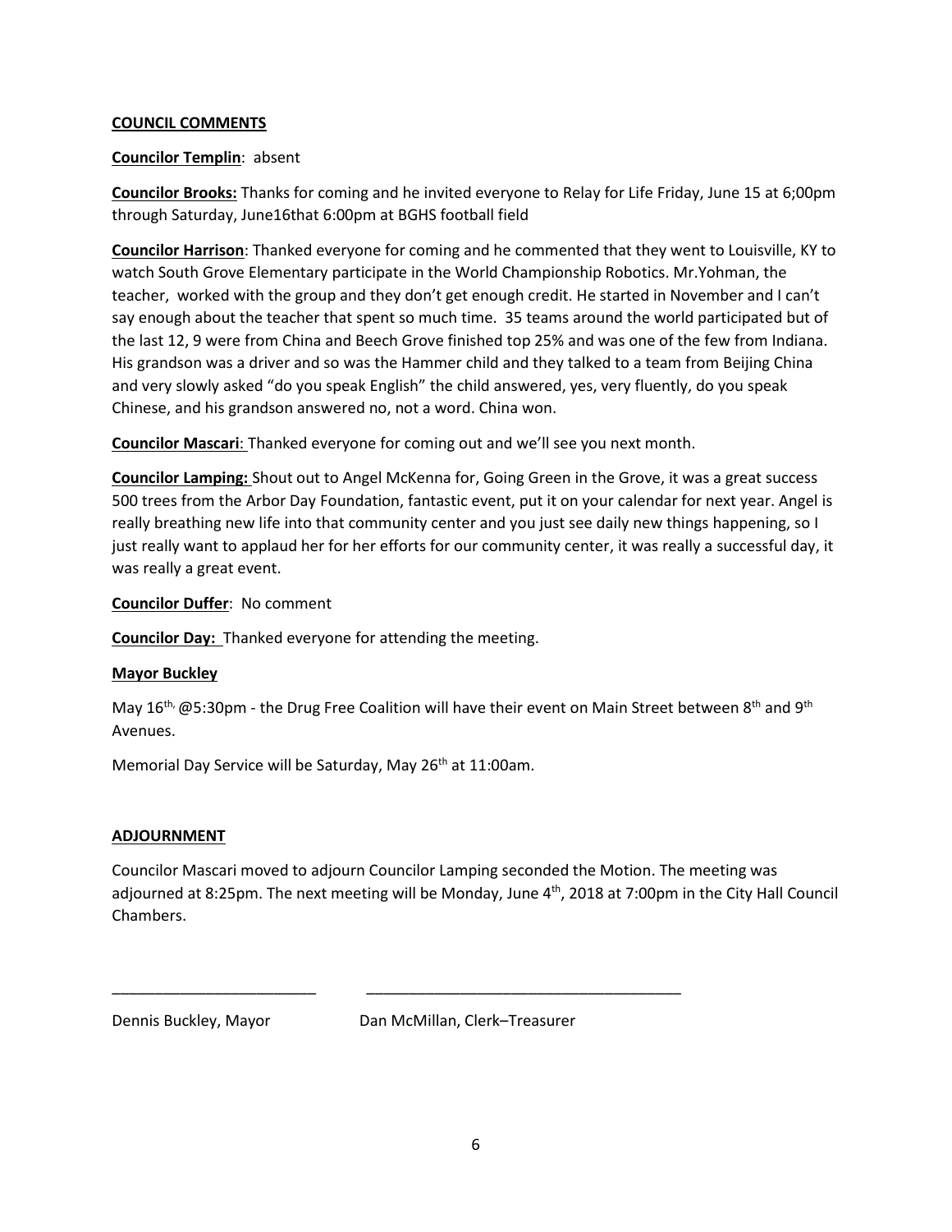**COUNCIL COMMENTS**

**Councilor Templin**: absent

**Councilor Brooks:** Thanks for coming and he invited everyone to Relay for Life Friday, June 15 at 6;00pm through Saturday, June16that 6:00pm at BGHS football field

**Councilor Harrison**: Thanked everyone for coming and he commented that they went to Louisville, KY to watch South Grove Elementary participate in the World Championship Robotics. Mr.Yohman, the teacher, worked with the group and they don't get enough credit. He started in November and I can't say enough about the teacher that spent so much time. 35 teams around the world participated but of the last 12, 9 were from China and Beech Grove finished top 25% and was one of the few from Indiana. His grandson was a driver and so was the Hammer child and they talked to a team from Beijing China and very slowly asked "do you speak English" the child answered, yes, very fluently, do you speak Chinese, and his grandson answered no, not a word. China won.

**Councilor Mascari**: Thanked everyone for coming out and we'll see you next month.

**Councilor Lamping:** Shout out to Angel McKenna for, Going Green in the Grove, it was a great success 500 trees from the Arbor Day Foundation, fantastic event, put it on your calendar for next year. Angel is really breathing new life into that community center and you just see daily new things happening, so I just really want to applaud her for her efforts for our community center, it was really a successful day, it was really a great event.

**Councilor Duffer**: No comment

**Councilor Day:** Thanked everyone for attending the meeting.

**Mayor Buckley**

May 16th, @5:30pm - the Drug Free Coalition will have their event on Main Street between 8th and 9th Avenues.

Memorial Day Service will be Saturday, May 26th at 11:00am.

**ADJOURNMENT**

Councilor Mascari moved to adjourn Councilor Lamping seconded the Motion. The meeting was adjourned at 8:25pm. The next meeting will be Monday, June 4th, 2018 at 7:00pm in the City Hall Council Chambers.

________________________ ______________________________________

Dennis Buckley, Mayor Dan McMillan, Clerk–Treasurer